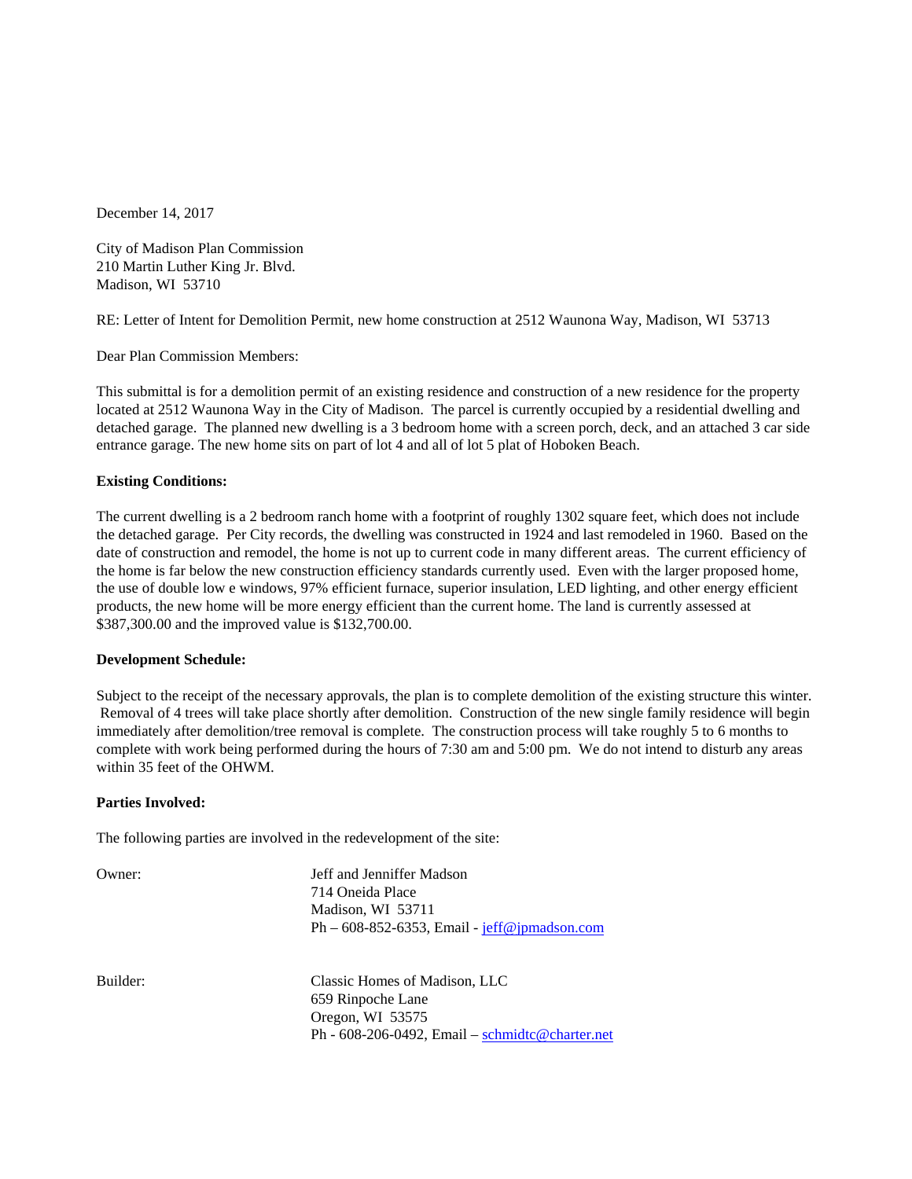December 14, 2017

City of Madison Plan Commission
210 Martin Luther King Jr. Blvd.
Madison, WI 53710

RE: Letter of Intent for Demolition Permit, new home construction at 2512 Waunona Way, Madison, WI 53713

Dear Plan Commission Members:

This submittal is for a demolition permit of an existing residence and construction of a new residence for the property located at 2512 Waunona Way in the City of Madison. The parcel is currently occupied by a residential dwelling and detached garage. The planned new dwelling is a 3 bedroom home with a screen porch, deck, and an attached 3 car side entrance garage. The new home sits on part of lot 4 and all of lot 5 plat of Hoboken Beach.

**Existing Conditions:**

The current dwelling is a 2 bedroom ranch home with a footprint of roughly 1302 square feet, which does not include the detached garage. Per City records, the dwelling was constructed in 1924 and last remodeled in 1960. Based on the date of construction and remodel, the home is not up to current code in many different areas. The current efficiency of the home is far below the new construction efficiency standards currently used. Even with the larger proposed home, the use of double low e windows, 97% efficient furnace, superior insulation, LED lighting, and other energy efficient products, the new home will be more energy efficient than the current home. The land is currently assessed at $387,300.00 and the improved value is $132,700.00.

**Development Schedule:**

Subject to the receipt of the necessary approvals, the plan is to complete demolition of the existing structure this winter. Removal of 4 trees will take place shortly after demolition. Construction of the new single family residence will begin immediately after demolition/tree removal is complete. The construction process will take roughly 5 to 6 months to complete with work being performed during the hours of 7:30 am and 5:00 pm. We do not intend to disturb any areas within 35 feet of the OHWM.

**Parties Involved:**

The following parties are involved in the redevelopment of the site:

Owner:

Jeff and Jenniffer Madson
714 Oneida Place
Madison, WI 53711
Ph – 608-852-6353, Email - jeff@jpmadson.com

Builder:

Classic Homes of Madison, LLC
659 Rinpoche Lane
Oregon, WI 53575
Ph - 608-206-0492, Email – schmidtc@charter.net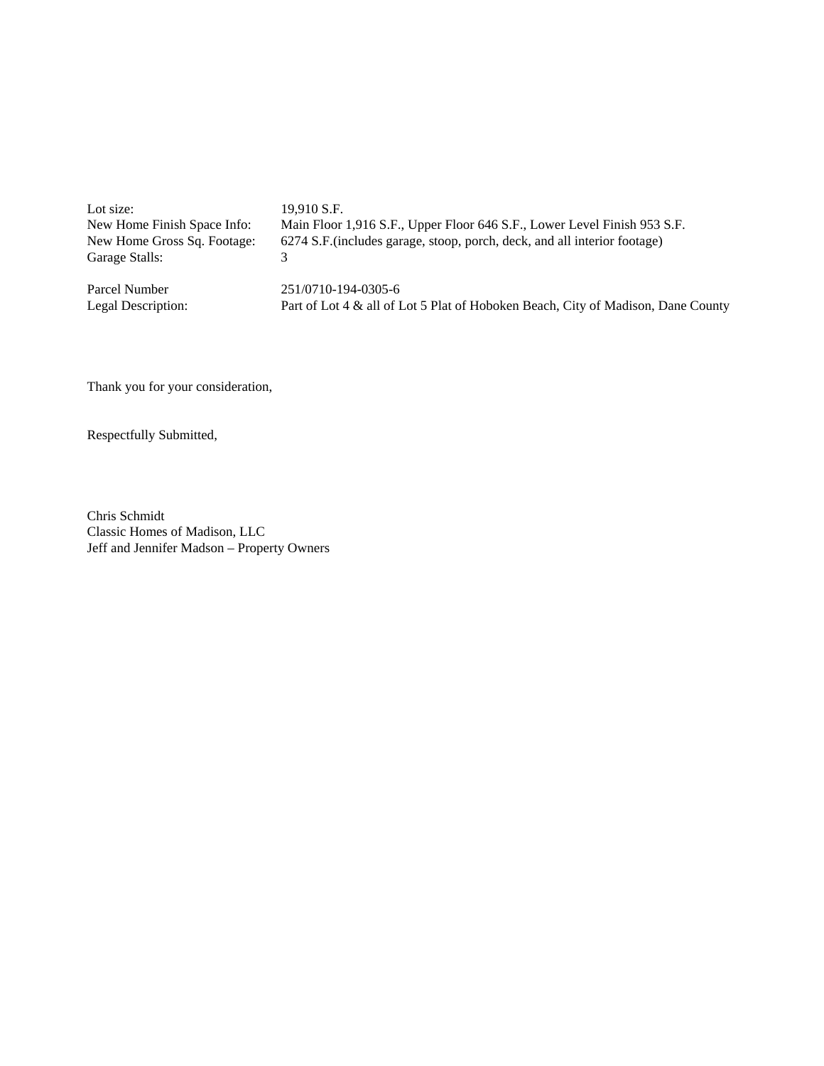| | |
|---|---|
| Lot size: | 19,910 S.F. |
| New Home Finish Space Info: | Main Floor 1,916 S.F., Upper Floor 646 S.F., Lower Level Finish 953 S.F. |
| New Home Gross Sq. Footage: | 6274 S.F.(includes garage, stoop, porch, deck, and all interior footage) |
| Garage Stalls: | 3 |
| Parcel Number | 251/0710-194-0305-6 |
| Legal Description: | Part of Lot 4 & all of Lot 5 Plat of Hoboken Beach, City of Madison, Dane County |

Thank you for your consideration,

Respectfully Submitted,

Chris Schmidt
Classic Homes of Madison, LLC
Jeff and Jennifer Madson – Property Owners